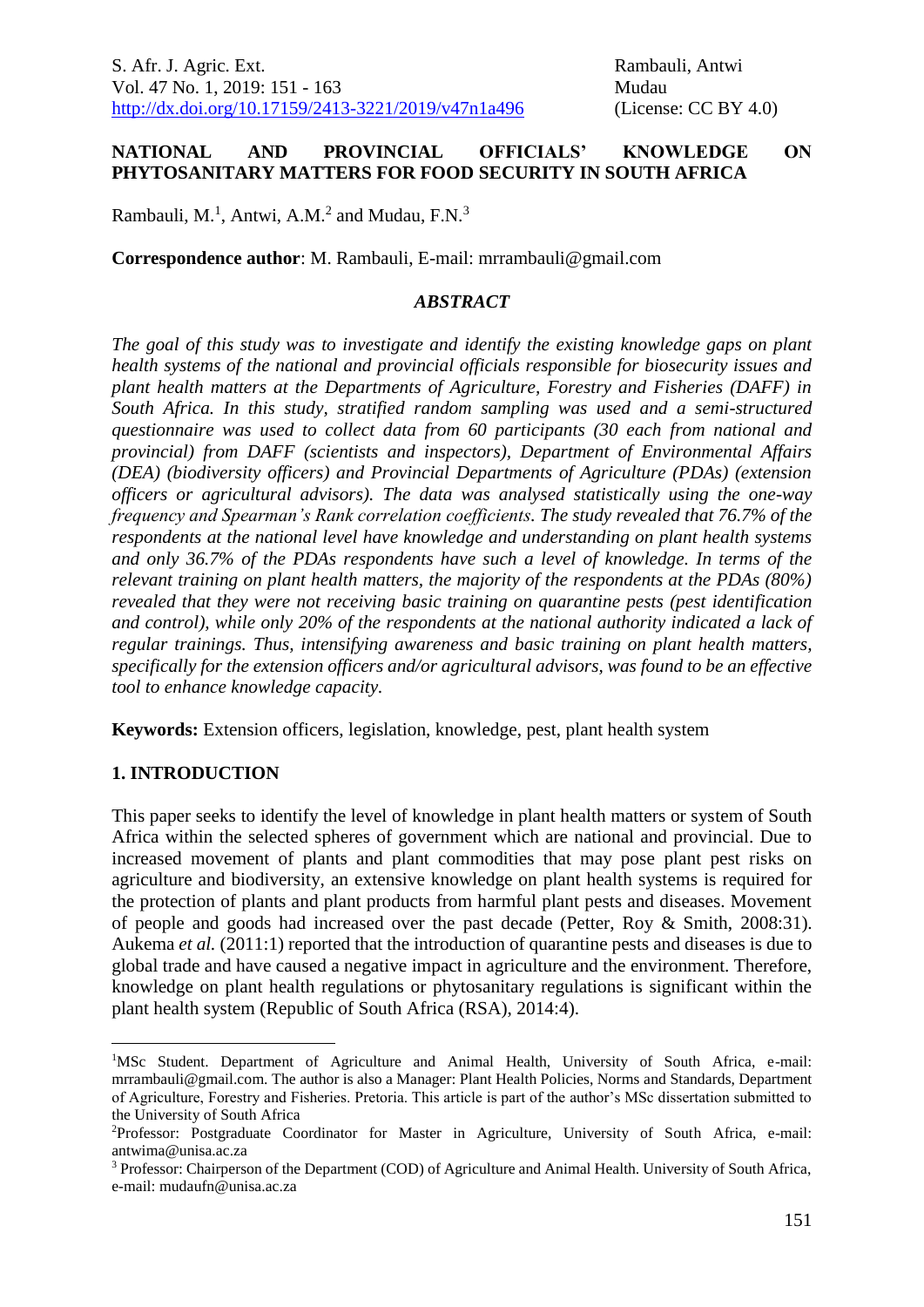# NATIONAL AND PROVINCIAL OFFICIALS' KNOWLEDGE ON PHYTOSANITARY MATTERS FOR FOOD SECURITY IN SOUTH AFRICA

Rambauli, M.[1], Antwi, A.M.[2] and Mudau, F.N.[3]

**Correspondence author**: M. Rambauli, E-mail: mrrambauli@gmail.com

### *ABSTRACT*

*The goal of this study was to investigate and identify the existing knowledge gaps on plant health systems of the national and provincial officials responsible for biosecurity issues and plant health matters at the Departments of Agriculture, Forestry and Fisheries (DAFF) in South Africa. In this study, stratified random sampling was used and a semi-structured questionnaire was used to collect data from 60 participants (30 each from national and provincial) from DAFF (scientists and inspectors), Department of Environmental Affairs (DEA) (biodiversity officers) and Provincial Departments of Agriculture (PDAs) (extension officers or agricultural advisors). The data was analysed statistically using the one-way frequency and Spearman's Rank correlation coefficients. The study revealed that 76.7% of the respondents at the national level have knowledge and understanding on plant health systems and only 36.7% of the PDAs respondents have such a level of knowledge. In terms of the relevant training on plant health matters, the majority of the respondents at the PDAs (80%) revealed that they were not receiving basic training on quarantine pests (pest identification and control), while only 20% of the respondents at the national authority indicated a lack of regular trainings. Thus, intensifying awareness and basic training on plant health matters, specifically for the extension officers and/or agricultural advisors, was found to be an effective tool to enhance knowledge capacity.*

**Keywords:** Extension officers, legislation, knowledge, pest, plant health system

## 1. INTRODUCTION

This paper seeks to identify the level of knowledge in plant health matters or system of South Africa within the selected spheres of government which are national and provincial. Due to increased movement of plants and plant commodities that may pose plant pest risks on agriculture and biodiversity, an extensive knowledge on plant health systems is required for the protection of plants and plant products from harmful plant pests and diseases. Movement of people and goods had increased over the past decade (Petter, Roy & Smith, 2008:31). Aukema *et al.* (2011:1) reported that the introduction of quarantine pests and diseases is due to global trade and have caused a negative impact in agriculture and the environment. Therefore, knowledge on plant health regulations or phytosanitary regulations is significant within the plant health system (Republic of South Africa (RSA), 2014:4).

---

[1]MSc Student. Department of Agriculture and Animal Health, University of South Africa, e-mail: mrrambauli@gmail.com. The author is also a Manager: Plant Health Policies, Norms and Standards, Department of Agriculture, Forestry and Fisheries. Pretoria. This article is part of the author's MSc dissertation submitted to the University of South Africa

[2]Professor: Postgraduate Coordinator for Master in Agriculture, University of South Africa, e-mail: antwima@unisa.ac.za

[3] Professor: Chairperson of the Department (COD) of Agriculture and Animal Health. University of South Africa, e-mail: mudaufn@unisa.ac.za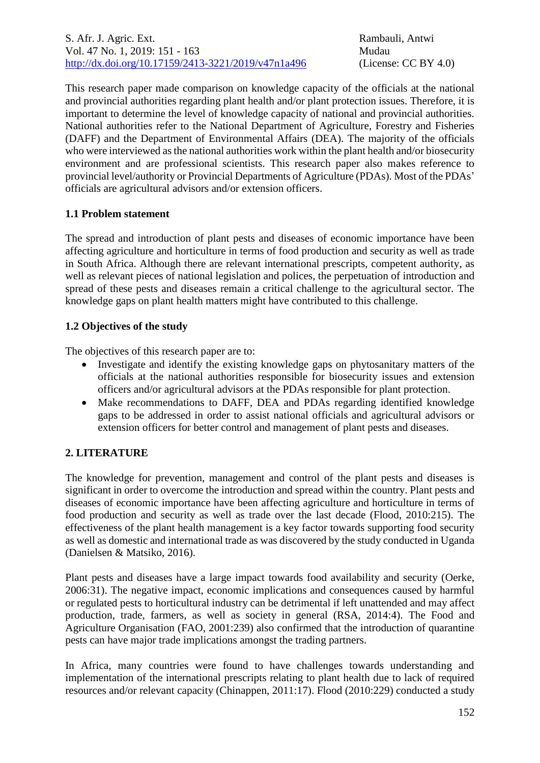This research paper made comparison on knowledge capacity of the officials at the national and provincial authorities regarding plant health and/or plant protection issues. Therefore, it is important to determine the level of knowledge capacity of national and provincial authorities. National authorities refer to the National Department of Agriculture, Forestry and Fisheries (DAFF) and the Department of Environmental Affairs (DEA). The majority of the officials who were interviewed as the national authorities work within the plant health and/or biosecurity environment and are professional scientists. This research paper also makes reference to provincial level/authority or Provincial Departments of Agriculture (PDAs). Most of the PDAs' officials are agricultural advisors and/or extension officers.

### 1.1 Problem statement

The spread and introduction of plant pests and diseases of economic importance have been affecting agriculture and horticulture in terms of food production and security as well as trade in South Africa. Although there are relevant international prescripts, competent authority, as well as relevant pieces of national legislation and polices, the perpetuation of introduction and spread of these pests and diseases remain a critical challenge to the agricultural sector. The knowledge gaps on plant health matters might have contributed to this challenge.

### 1.2 Objectives of the study

The objectives of this research paper are to:

- Investigate and identify the existing knowledge gaps on phytosanitary matters of the officials at the national authorities responsible for biosecurity issues and extension officers and/or agricultural advisors at the PDAs responsible for plant protection.
- Make recommendations to DAFF, DEA and PDAs regarding identified knowledge gaps to be addressed in order to assist national officials and agricultural advisors or extension officers for better control and management of plant pests and diseases.

## 2. LITERATURE

The knowledge for prevention, management and control of the plant pests and diseases is significant in order to overcome the introduction and spread within the country. Plant pests and diseases of economic importance have been affecting agriculture and horticulture in terms of food production and security as well as trade over the last decade (Flood, 2010:215). The effectiveness of the plant health management is a key factor towards supporting food security as well as domestic and international trade as was discovered by the study conducted in Uganda (Danielsen & Matsiko, 2016).

Plant pests and diseases have a large impact towards food availability and security (Oerke, 2006:31). The negative impact, economic implications and consequences caused by harmful or regulated pests to horticultural industry can be detrimental if left unattended and may affect production, trade, farmers, as well as society in general (RSA, 2014:4). The Food and Agriculture Organisation (FAO, 2001:239) also confirmed that the introduction of quarantine pests can have major trade implications amongst the trading partners.

In Africa, many countries were found to have challenges towards understanding and implementation of the international prescripts relating to plant health due to lack of required resources and/or relevant capacity (Chinappen, 2011:17). Flood (2010:229) conducted a study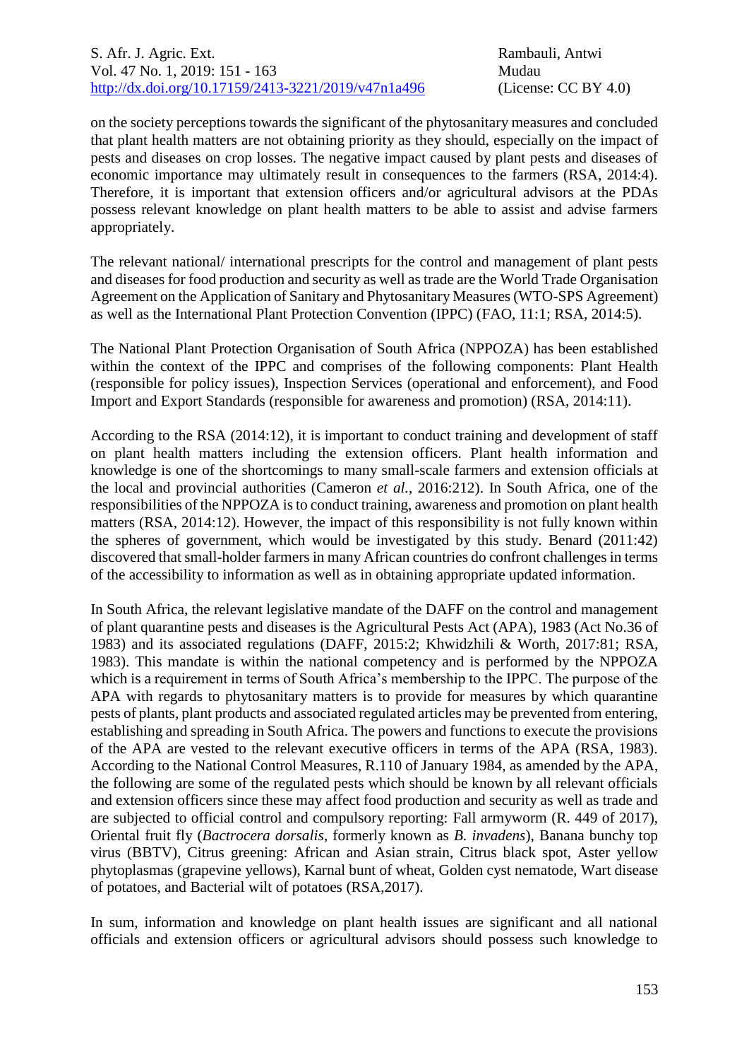on the society perceptions towards the significant of the phytosanitary measures and concluded that plant health matters are not obtaining priority as they should, especially on the impact of pests and diseases on crop losses. The negative impact caused by plant pests and diseases of economic importance may ultimately result in consequences to the farmers (RSA, 2014:4). Therefore, it is important that extension officers and/or agricultural advisors at the PDAs possess relevant knowledge on plant health matters to be able to assist and advise farmers appropriately.

The relevant national/ international prescripts for the control and management of plant pests and diseases for food production and security as well as trade are the World Trade Organisation Agreement on the Application of Sanitary and Phytosanitary Measures (WTO-SPS Agreement) as well as the International Plant Protection Convention (IPPC) (FAO, 11:1; RSA, 2014:5).

The National Plant Protection Organisation of South Africa (NPPOZA) has been established within the context of the IPPC and comprises of the following components: Plant Health (responsible for policy issues), Inspection Services (operational and enforcement), and Food Import and Export Standards (responsible for awareness and promotion) (RSA, 2014:11).

According to the RSA (2014:12), it is important to conduct training and development of staff on plant health matters including the extension officers. Plant health information and knowledge is one of the shortcomings to many small-scale farmers and extension officials at the local and provincial authorities (Cameron *et al.*, 2016:212). In South Africa, one of the responsibilities of the NPPOZA is to conduct training, awareness and promotion on plant health matters (RSA, 2014:12). However, the impact of this responsibility is not fully known within the spheres of government, which would be investigated by this study. Benard (2011:42) discovered that small-holder farmers in many African countries do confront challenges in terms of the accessibility to information as well as in obtaining appropriate updated information.

In South Africa, the relevant legislative mandate of the DAFF on the control and management of plant quarantine pests and diseases is the Agricultural Pests Act (APA), 1983 (Act No.36 of 1983) and its associated regulations (DAFF, 2015:2; Khwidzhili & Worth, 2017:81; RSA, 1983). This mandate is within the national competency and is performed by the NPPOZA which is a requirement in terms of South Africa's membership to the IPPC. The purpose of the APA with regards to phytosanitary matters is to provide for measures by which quarantine pests of plants, plant products and associated regulated articles may be prevented from entering, establishing and spreading in South Africa. The powers and functions to execute the provisions of the APA are vested to the relevant executive officers in terms of the APA (RSA, 1983). According to the National Control Measures, R.110 of January 1984, as amended by the APA, the following are some of the regulated pests which should be known by all relevant officials and extension officers since these may affect food production and security as well as trade and are subjected to official control and compulsory reporting: Fall armyworm (R. 449 of 2017), Oriental fruit fly (*Bactrocera dorsalis*, formerly known as *B. invadens*), Banana bunchy top virus (BBTV), Citrus greening: African and Asian strain, Citrus black spot, Aster yellow phytoplasmas (grapevine yellows), Karnal bunt of wheat, Golden cyst nematode, Wart disease of potatoes, and Bacterial wilt of potatoes (RSA,2017).

In sum, information and knowledge on plant health issues are significant and all national officials and extension officers or agricultural advisors should possess such knowledge to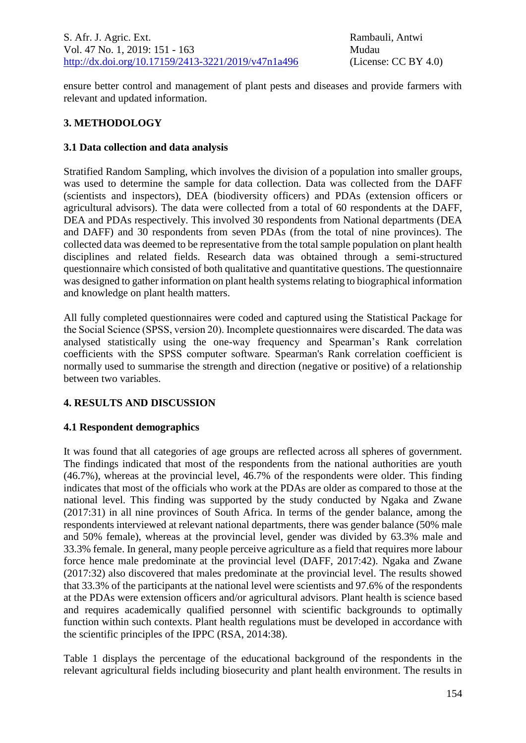ensure better control and management of plant pests and diseases and provide farmers with relevant and updated information.

## 3. METHODOLOGY

### 3.1 Data collection and data analysis

Stratified Random Sampling, which involves the division of a population into smaller groups, was used to determine the sample for data collection. Data was collected from the DAFF (scientists and inspectors), DEA (biodiversity officers) and PDAs (extension officers or agricultural advisors). The data were collected from a total of 60 respondents at the DAFF, DEA and PDAs respectively. This involved 30 respondents from National departments (DEA and DAFF) and 30 respondents from seven PDAs (from the total of nine provinces). The collected data was deemed to be representative from the total sample population on plant health disciplines and related fields. Research data was obtained through a semi-structured questionnaire which consisted of both qualitative and quantitative questions. The questionnaire was designed to gather information on plant health systems relating to biographical information and knowledge on plant health matters.

All fully completed questionnaires were coded and captured using the Statistical Package for the Social Science (SPSS, version 20). Incomplete questionnaires were discarded. The data was analysed statistically using the one-way frequency and Spearman's Rank correlation coefficients with the SPSS computer software. Spearman's Rank correlation coefficient is normally used to summarise the strength and direction (negative or positive) of a relationship between two variables.

## 4. RESULTS AND DISCUSSION

### 4.1 Respondent demographics

It was found that all categories of age groups are reflected across all spheres of government. The findings indicated that most of the respondents from the national authorities are youth (46.7%), whereas at the provincial level, 46.7% of the respondents were older. This finding indicates that most of the officials who work at the PDAs are older as compared to those at the national level. This finding was supported by the study conducted by Ngaka and Zwane (2017:31) in all nine provinces of South Africa. In terms of the gender balance, among the respondents interviewed at relevant national departments, there was gender balance (50% male and 50% female), whereas at the provincial level, gender was divided by 63.3% male and 33.3% female. In general, many people perceive agriculture as a field that requires more labour force hence male predominate at the provincial level (DAFF, 2017:42). Ngaka and Zwane (2017:32) also discovered that males predominate at the provincial level. The results showed that 33.3% of the participants at the national level were scientists and 97.6% of the respondents at the PDAs were extension officers and/or agricultural advisors. Plant health is science based and requires academically qualified personnel with scientific backgrounds to optimally function within such contexts. Plant health regulations must be developed in accordance with the scientific principles of the IPPC (RSA, 2014:38).

Table 1 displays the percentage of the educational background of the respondents in the relevant agricultural fields including biosecurity and plant health environment. The results in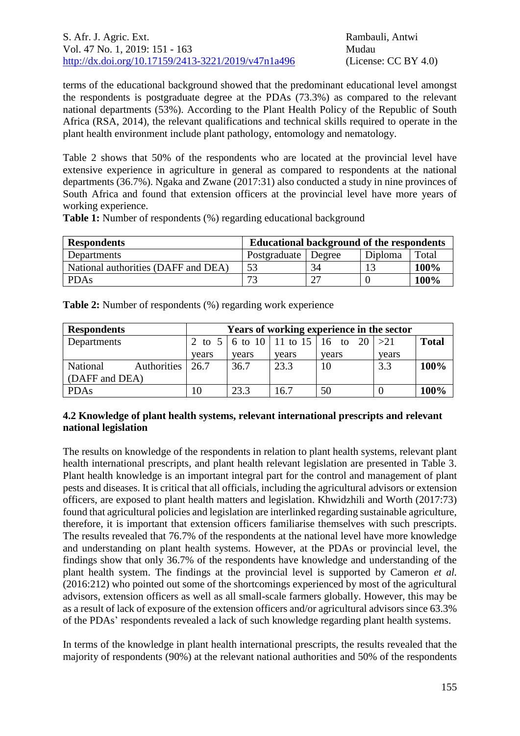terms of the educational background showed that the predominant educational level amongst the respondents is postgraduate degree at the PDAs (73.3%) as compared to the relevant national departments (53%). According to the Plant Health Policy of the Republic of South Africa (RSA, 2014), the relevant qualifications and technical skills required to operate in the plant health environment include plant pathology, entomology and nematology.

Table 2 shows that 50% of the respondents who are located at the provincial level have extensive experience in agriculture in general as compared to respondents at the national departments (36.7%). Ngaka and Zwane (2017:31) also conducted a study in nine provinces of South Africa and found that extension officers at the provincial level have more years of working experience.

**Table 1:** Number of respondents (%) regarding educational background

| **Respondents** | **Educational background of the respondents** | | | |
|---|---|---|---|---|
| Departments | Postgraduate | Degree | Diploma | Total |
| National authorities (DAFF and DEA) | 53 | 34 | 13 | **100%** |
| PDAs | 73 | 27 | 0 | **100%** |

**Table 2:** Number of respondents (%) regarding work experience

| **Respondents** | **Years of working experience in the sector** | | | | | |
|---|---|---|---|---|---|---|
| Departments | 2 to 5 years | 6 to 10 years | 11 to 15 years | 16 to 20 years | >21 years | **Total** |
| National Authorities (DAFF and DEA) | 26.7 | 36.7 | 23.3 | 10 | 3.3 | **100%** |
| PDAs | 10 | 23.3 | 16.7 | 50 | 0 | **100%** |

### 4.2 Knowledge of plant health systems, relevant international prescripts and relevant national legislation

The results on knowledge of the respondents in relation to plant health systems, relevant plant health international prescripts, and plant health relevant legislation are presented in Table 3. Plant health knowledge is an important integral part for the control and management of plant pests and diseases. It is critical that all officials, including the agricultural advisors or extension officers, are exposed to plant health matters and legislation. Khwidzhili and Worth (2017:73) found that agricultural policies and legislation are interlinked regarding sustainable agriculture, therefore, it is important that extension officers familiarise themselves with such prescripts. The results revealed that 76.7% of the respondents at the national level have more knowledge and understanding on plant health systems. However, at the PDAs or provincial level, the findings show that only 36.7% of the respondents have knowledge and understanding of the plant health system. The findings at the provincial level is supported by Cameron *et al.* (2016:212) who pointed out some of the shortcomings experienced by most of the agricultural advisors, extension officers as well as all small-scale farmers globally. However, this may be as a result of lack of exposure of the extension officers and/or agricultural advisors since 63.3% of the PDAs' respondents revealed a lack of such knowledge regarding plant health systems.

In terms of the knowledge in plant health international prescripts, the results revealed that the majority of respondents (90%) at the relevant national authorities and 50% of the respondents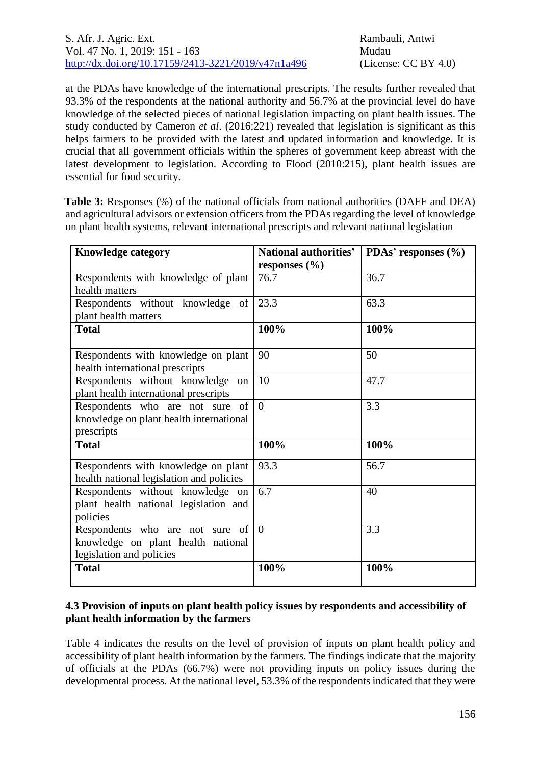at the PDAs have knowledge of the international prescripts. The results further revealed that 93.3% of the respondents at the national authority and 56.7% at the provincial level do have knowledge of the selected pieces of national legislation impacting on plant health issues. The study conducted by Cameron *et al*. (2016:221) revealed that legislation is significant as this helps farmers to be provided with the latest and updated information and knowledge. It is crucial that all government officials within the spheres of government keep abreast with the latest development to legislation. According to Flood (2010:215), plant health issues are essential for food security.

**Table 3:** Responses (%) of the national officials from national authorities (DAFF and DEA) and agricultural advisors or extension officers from the PDAs regarding the level of knowledge on plant health systems, relevant international prescripts and relevant national legislation

| Knowledge category | National authorities' responses (%) | PDAs' responses (%) |
|---|---|---|
| Respondents with knowledge of plant health matters | 76.7 | 36.7 |
| Respondents without knowledge of plant health matters | 23.3 | 63.3 |
| **Total** | **100%** | **100%** |
| Respondents with knowledge on plant health international prescripts | 90 | 50 |
| Respondents without knowledge on plant health international prescripts | 10 | 47.7 |
| Respondents who are not sure of knowledge on plant health international prescripts | 0 | 3.3 |
| **Total** | **100%** | **100%** |
| Respondents with knowledge on plant health national legislation and policies | 93.3 | 56.7 |
| Respondents without knowledge on plant health national legislation and policies | 6.7 | 40 |
| Respondents who are not sure of knowledge on plant health national legislation and policies | 0 | 3.3 |
| **Total** | **100%** | **100%** |

### 4.3 Provision of inputs on plant health policy issues by respondents and accessibility of plant health information by the farmers

Table 4 indicates the results on the level of provision of inputs on plant health policy and accessibility of plant health information by the farmers. The findings indicate that the majority of officials at the PDAs (66.7%) were not providing inputs on policy issues during the developmental process. At the national level, 53.3% of the respondents indicated that they were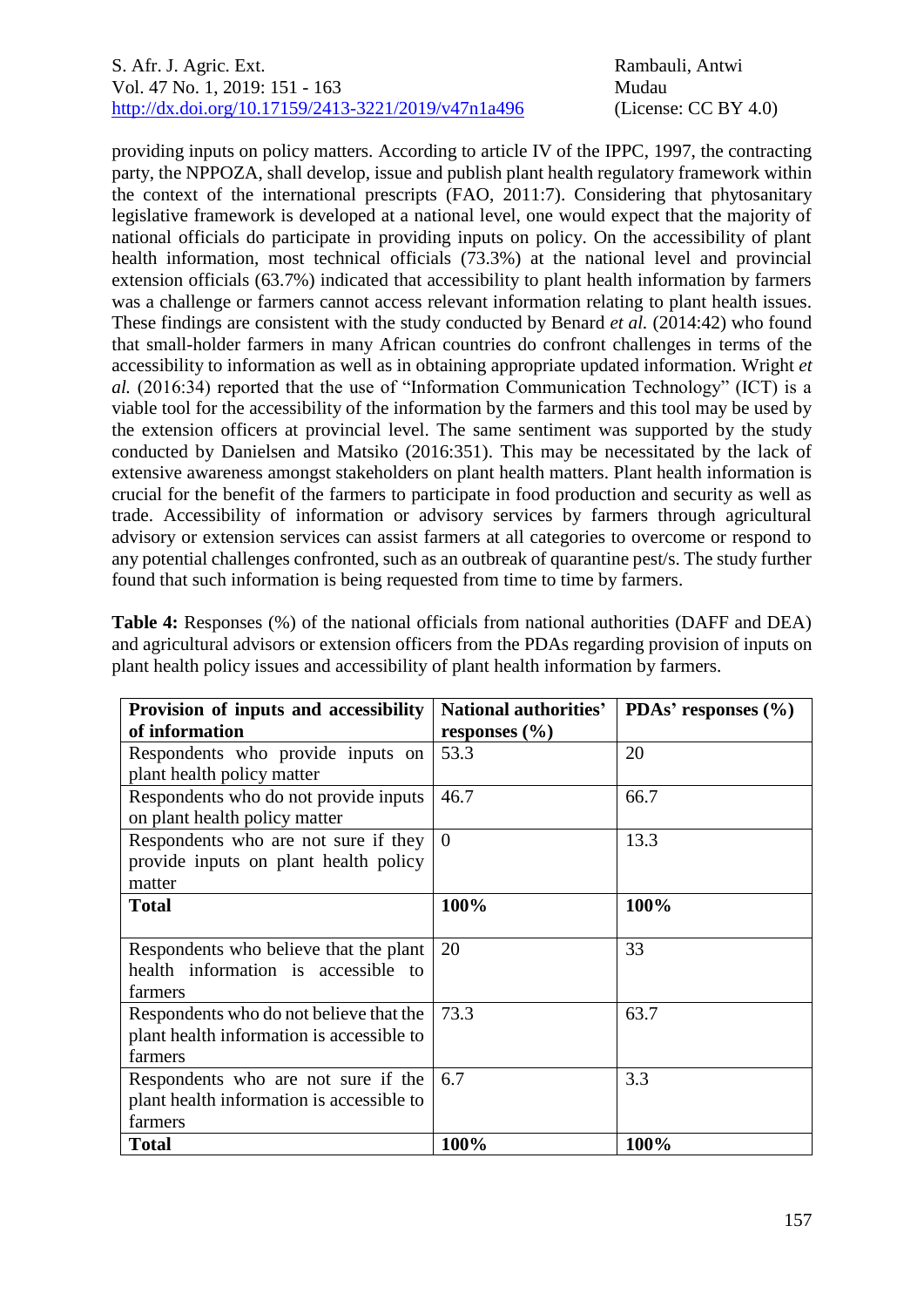providing inputs on policy matters. According to article IV of the IPPC, 1997, the contracting party, the NPPOZA, shall develop, issue and publish plant health regulatory framework within the context of the international prescripts (FAO, 2011:7). Considering that phytosanitary legislative framework is developed at a national level, one would expect that the majority of national officials do participate in providing inputs on policy. On the accessibility of plant health information, most technical officials (73.3%) at the national level and provincial extension officials (63.7%) indicated that accessibility to plant health information by farmers was a challenge or farmers cannot access relevant information relating to plant health issues. These findings are consistent with the study conducted by Benard *et al.* (2014:42) who found that small-holder farmers in many African countries do confront challenges in terms of the accessibility to information as well as in obtaining appropriate updated information. Wright *et al.* (2016:34) reported that the use of "Information Communication Technology" (ICT) is a viable tool for the accessibility of the information by the farmers and this tool may be used by the extension officers at provincial level. The same sentiment was supported by the study conducted by Danielsen and Matsiko (2016:351). This may be necessitated by the lack of extensive awareness amongst stakeholders on plant health matters. Plant health information is crucial for the benefit of the farmers to participate in food production and security as well as trade. Accessibility of information or advisory services by farmers through agricultural advisory or extension services can assist farmers at all categories to overcome or respond to any potential challenges confronted, such as an outbreak of quarantine pest/s. The study further found that such information is being requested from time to time by farmers.

**Table 4:** Responses (%) of the national officials from national authorities (DAFF and DEA) and agricultural advisors or extension officers from the PDAs regarding provision of inputs on plant health policy issues and accessibility of plant health information by farmers.

| Provision of inputs and accessibility of information | National authorities' responses (%) | PDAs' responses (%) |
|---|---|---|
| Respondents who provide inputs on plant health policy matter | 53.3 | 20 |
| Respondents who do not provide inputs on plant health policy matter | 46.7 | 66.7 |
| Respondents who are not sure if they provide inputs on plant health policy matter | 0 | 13.3 |
| **Total** | **100%** | **100%** |
| Respondents who believe that the plant health information is accessible to farmers | 20 | 33 |
| Respondents who do not believe that the plant health information is accessible to farmers | 73.3 | 63.7 |
| Respondents who are not sure if the plant health information is accessible to farmers | 6.7 | 3.3 |
| **Total** | **100%** | **100%** |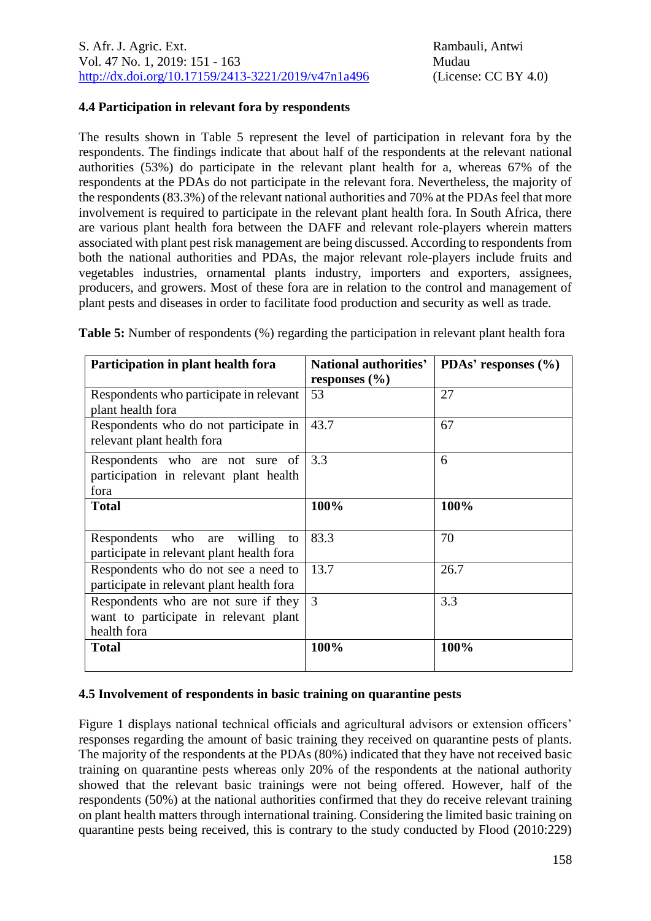### 4.4 Participation in relevant fora by respondents

The results shown in Table 5 represent the level of participation in relevant fora by the respondents. The findings indicate that about half of the respondents at the relevant national authorities (53%) do participate in the relevant plant health for a, whereas 67% of the respondents at the PDAs do not participate in the relevant fora. Nevertheless, the majority of the respondents (83.3%) of the relevant national authorities and 70% at the PDAs feel that more involvement is required to participate in the relevant plant health fora. In South Africa, there are various plant health fora between the DAFF and relevant role-players wherein matters associated with plant pest risk management are being discussed. According to respondents from both the national authorities and PDAs, the major relevant role-players include fruits and vegetables industries, ornamental plants industry, importers and exporters, assignees, producers, and growers. Most of these fora are in relation to the control and management of plant pests and diseases in order to facilitate food production and security as well as trade.

**Table 5:** Number of respondents (%) regarding the participation in relevant plant health fora

| Participation in plant health fora | National authorities' responses (%) | PDAs' responses (%) |
|---|---|---|
| Respondents who participate in relevant plant health fora | 53 | 27 |
| Respondents who do not participate in relevant plant health fora | 43.7 | 67 |
| Respondents who are not sure of participation in relevant plant health fora | 3.3 | 6 |
| **Total** | **100%** | **100%** |
| Respondents who are willing to participate in relevant plant health fora | 83.3 | 70 |
| Respondents who do not see a need to participate in relevant plant health fora | 13.7 | 26.7 |
| Respondents who are not sure if they want to participate in relevant plant health fora | 3 | 3.3 |
| **Total** | **100%** | **100%** |

### 4.5 Involvement of respondents in basic training on quarantine pests

Figure 1 displays national technical officials and agricultural advisors or extension officers' responses regarding the amount of basic training they received on quarantine pests of plants. The majority of the respondents at the PDAs (80%) indicated that they have not received basic training on quarantine pests whereas only 20% of the respondents at the national authority showed that the relevant basic trainings were not being offered. However, half of the respondents (50%) at the national authorities confirmed that they do receive relevant training on plant health matters through international training. Considering the limited basic training on quarantine pests being received, this is contrary to the study conducted by Flood (2010:229)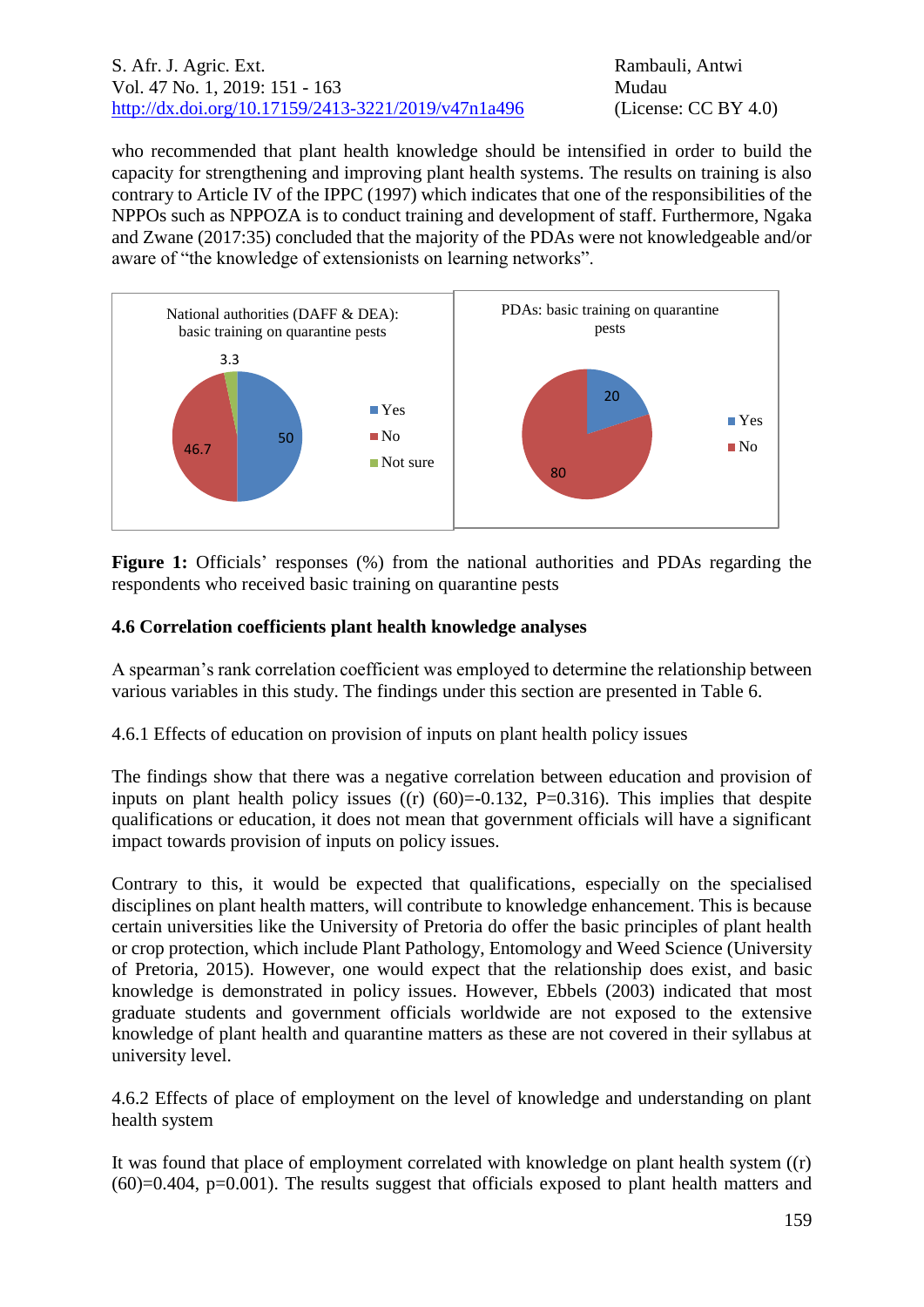who recommended that plant health knowledge should be intensified in order to build the capacity for strengthening and improving plant health systems. The results on training is also contrary to Article IV of the IPPC (1997) which indicates that one of the responsibilities of the NPPOs such as NPPOZA is to conduct training and development of staff. Furthermore, Ngaka and Zwane (2017:35) concluded that the majority of the PDAs were not knowledgeable and/or aware of "the knowledge of extensionists on learning networks".

**Figure 1:** Officials' responses (%) from the national authorities and PDAs regarding the respondents who received basic training on quarantine pests

### 4.6 Correlation coefficients plant health knowledge analyses

A spearman's rank correlation coefficient was employed to determine the relationship between various variables in this study. The findings under this section are presented in Table 6.

#### 4.6.1 Effects of education on provision of inputs on plant health policy issues

The findings show that there was a negative correlation between education and provision of inputs on plant health policy issues ((r) (60)=-0.132, P=0.316). This implies that despite qualifications or education, it does not mean that government officials will have a significant impact towards provision of inputs on policy issues.

Contrary to this, it would be expected that qualifications, especially on the specialised disciplines on plant health matters, will contribute to knowledge enhancement. This is because certain universities like the University of Pretoria do offer the basic principles of plant health or crop protection, which include Plant Pathology, Entomology and Weed Science (University of Pretoria, 2015). However, one would expect that the relationship does exist, and basic knowledge is demonstrated in policy issues. However, Ebbels (2003) indicated that most graduate students and government officials worldwide are not exposed to the extensive knowledge of plant health and quarantine matters as these are not covered in their syllabus at university level.

#### 4.6.2 Effects of place of employment on the level of knowledge and understanding on plant health system

It was found that place of employment correlated with knowledge on plant health system ((r) (60)=0.404, p=0.001). The results suggest that officials exposed to plant health matters and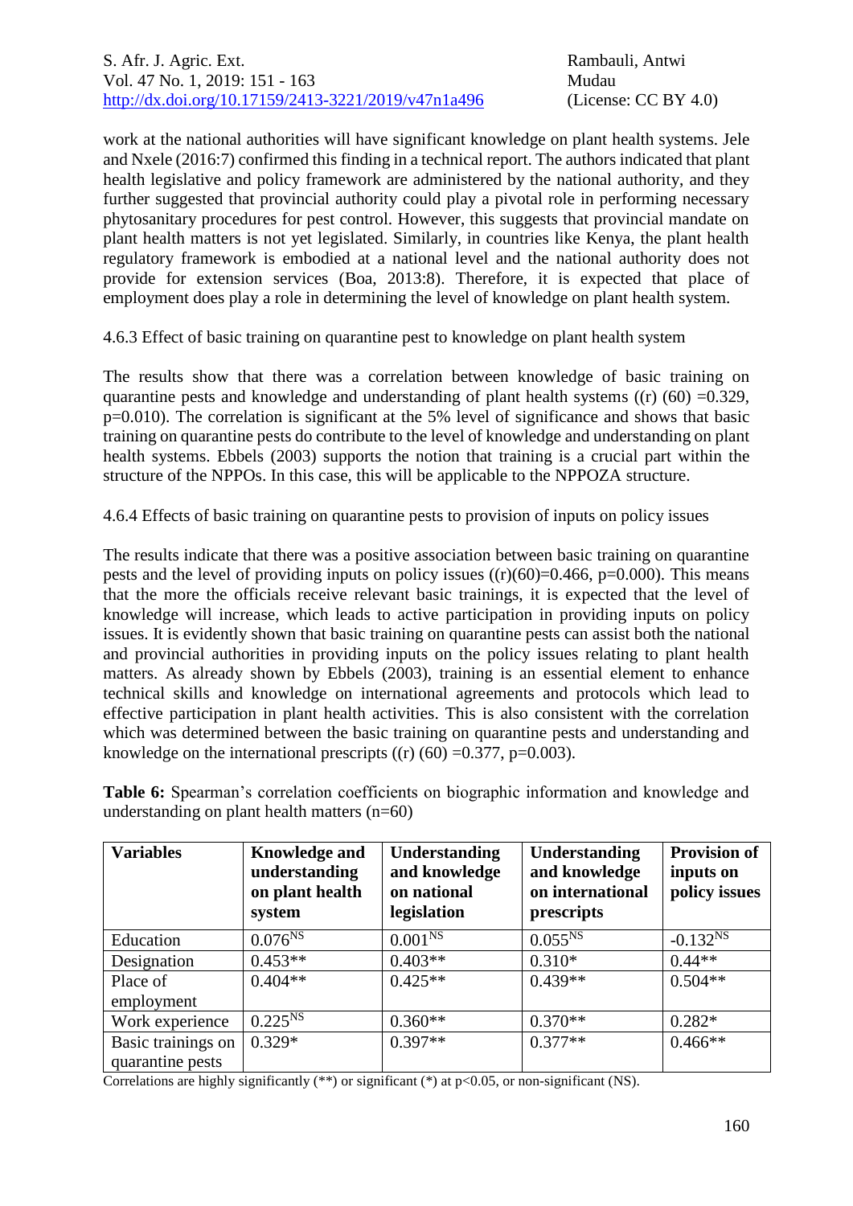work at the national authorities will have significant knowledge on plant health systems. Jele and Nxele (2016:7) confirmed this finding in a technical report. The authors indicated that plant health legislative and policy framework are administered by the national authority, and they further suggested that provincial authority could play a pivotal role in performing necessary phytosanitary procedures for pest control. However, this suggests that provincial mandate on plant health matters is not yet legislated. Similarly, in countries like Kenya, the plant health regulatory framework is embodied at a national level and the national authority does not provide for extension services (Boa, 2013:8). Therefore, it is expected that place of employment does play a role in determining the level of knowledge on plant health system.

4.6.3 Effect of basic training on quarantine pest to knowledge on plant health system

The results show that there was a correlation between knowledge of basic training on quarantine pests and knowledge and understanding of plant health systems ((r) (60) =0.329, p=0.010). The correlation is significant at the 5% level of significance and shows that basic training on quarantine pests do contribute to the level of knowledge and understanding on plant health systems. Ebbels (2003) supports the notion that training is a crucial part within the structure of the NPPOs. In this case, this will be applicable to the NPPOZA structure.

4.6.4 Effects of basic training on quarantine pests to provision of inputs on policy issues

The results indicate that there was a positive association between basic training on quarantine pests and the level of providing inputs on policy issues ((r)(60)=0.466, p=0.000). This means that the more the officials receive relevant basic trainings, it is expected that the level of knowledge will increase, which leads to active participation in providing inputs on policy issues. It is evidently shown that basic training on quarantine pests can assist both the national and provincial authorities in providing inputs on the policy issues relating to plant health matters. As already shown by Ebbels (2003), training is an essential element to enhance technical skills and knowledge on international agreements and protocols which lead to effective participation in plant health activities. This is also consistent with the correlation which was determined between the basic training on quarantine pests and understanding and knowledge on the international prescripts ((r) (60) =0.377, p=0.003).

**Table 6:** Spearman's correlation coefficients on biographic information and knowledge and understanding on plant health matters (n=60)

| Variables | Knowledge and understanding on plant health system | Understanding and knowledge on national legislation | Understanding and knowledge on international prescripts | Provision of inputs on policy issues |
|---|---|---|---|---|
| Education | $0.076^{NS}$ | $0.001^{NS}$ | $0.055^{NS}$ | $-0.132^{NS}$ |
| Designation | 0.453** | 0.403** | 0.310* | 0.44** |
| Place of employment | 0.404** | 0.425** | 0.439** | 0.504** |
| Work experience | $0.225^{NS}$ | 0.360** | 0.370** | 0.282* |
| Basic trainings on quarantine pests | 0.329* | 0.397** | 0.377** | 0.466** |

Correlations are highly significantly (**) or significant (*) at p<0.05, or non-significant (NS).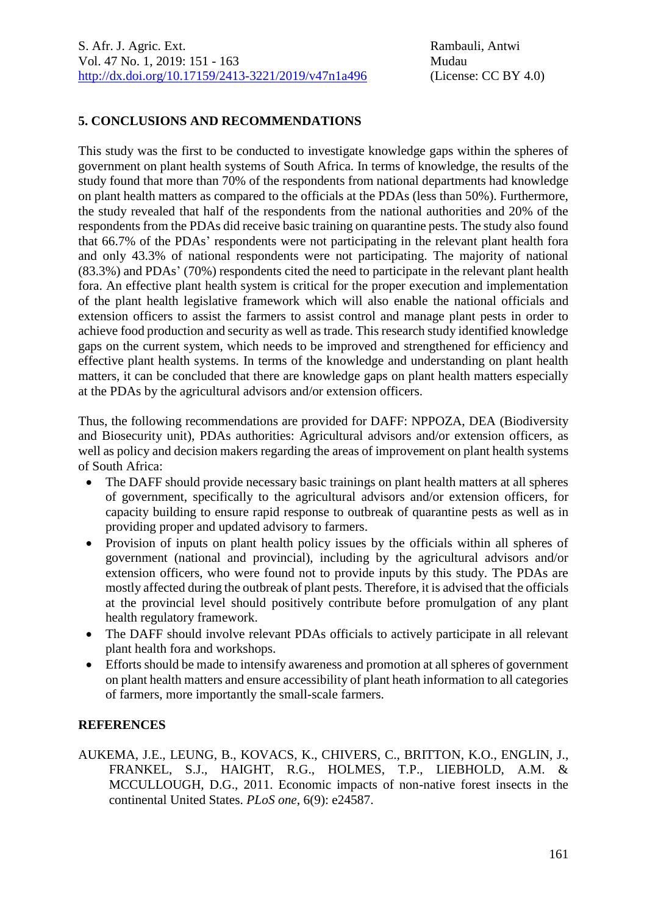## 5. CONCLUSIONS AND RECOMMENDATIONS

This study was the first to be conducted to investigate knowledge gaps within the spheres of government on plant health systems of South Africa. In terms of knowledge, the results of the study found that more than 70% of the respondents from national departments had knowledge on plant health matters as compared to the officials at the PDAs (less than 50%). Furthermore, the study revealed that half of the respondents from the national authorities and 20% of the respondents from the PDAs did receive basic training on quarantine pests. The study also found that 66.7% of the PDAs' respondents were not participating in the relevant plant health fora and only 43.3% of national respondents were not participating. The majority of national (83.3%) and PDAs' (70%) respondents cited the need to participate in the relevant plant health fora. An effective plant health system is critical for the proper execution and implementation of the plant health legislative framework which will also enable the national officials and extension officers to assist the farmers to assist control and manage plant pests in order to achieve food production and security as well as trade. This research study identified knowledge gaps on the current system, which needs to be improved and strengthened for efficiency and effective plant health systems. In terms of the knowledge and understanding on plant health matters, it can be concluded that there are knowledge gaps on plant health matters especially at the PDAs by the agricultural advisors and/or extension officers.

Thus, the following recommendations are provided for DAFF: NPPOZA, DEA (Biodiversity and Biosecurity unit), PDAs authorities: Agricultural advisors and/or extension officers, as well as policy and decision makers regarding the areas of improvement on plant health systems of South Africa:

- The DAFF should provide necessary basic trainings on plant health matters at all spheres of government, specifically to the agricultural advisors and/or extension officers, for capacity building to ensure rapid response to outbreak of quarantine pests as well as in providing proper and updated advisory to farmers.
- Provision of inputs on plant health policy issues by the officials within all spheres of government (national and provincial), including by the agricultural advisors and/or extension officers, who were found not to provide inputs by this study. The PDAs are mostly affected during the outbreak of plant pests. Therefore, it is advised that the officials at the provincial level should positively contribute before promulgation of any plant health regulatory framework.
- The DAFF should involve relevant PDAs officials to actively participate in all relevant plant health fora and workshops.
- Efforts should be made to intensify awareness and promotion at all spheres of government on plant health matters and ensure accessibility of plant heath information to all categories of farmers, more importantly the small-scale farmers.

## REFERENCES

AUKEMA, J.E., LEUNG, B., KOVACS, K., CHIVERS, C., BRITTON, K.O., ENGLIN, J., FRANKEL, S.J., HAIGHT, R.G., HOLMES, T.P., LIEBHOLD, A.M. & MCCULLOUGH, D.G., 2011. Economic impacts of non-native forest insects in the continental United States. *PLoS one*, 6(9): e24587.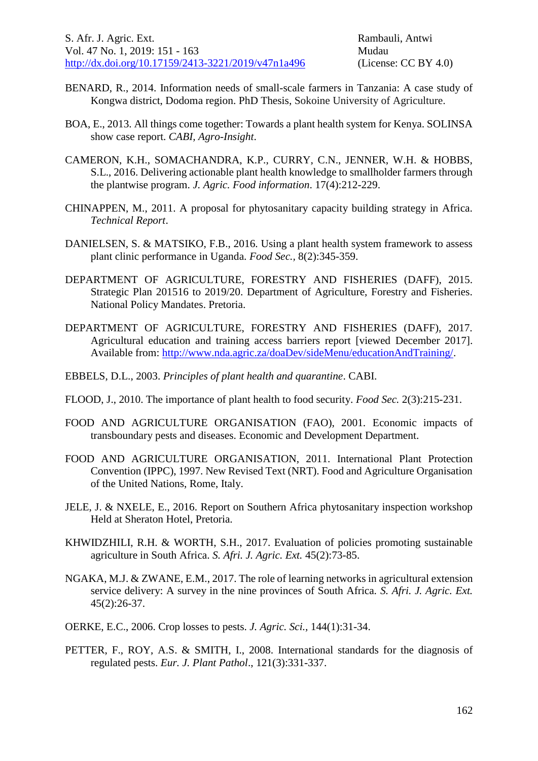BENARD, R., 2014. Information needs of small-scale farmers in Tanzania: A case study of Kongwa district, Dodoma region. PhD Thesis, Sokoine University of Agriculture.

BOA, E., 2013. All things come together: Towards a plant health system for Kenya. SOLINSA show case report. *CABI, Agro-Insight*.

CAMERON, K.H., SOMACHANDRA, K.P., CURRY, C.N., JENNER, W.H. & HOBBS, S.L., 2016. Delivering actionable plant health knowledge to smallholder farmers through the plantwise program. *J. Agric. Food information*. 17(4):212-229.

CHINAPPEN, M., 2011. A proposal for phytosanitary capacity building strategy in Africa. *Technical Report*.

DANIELSEN, S. & MATSIKO, F.B., 2016. Using a plant health system framework to assess plant clinic performance in Uganda. *Food Sec.,* 8(2):345-359.

DEPARTMENT OF AGRICULTURE, FORESTRY AND FISHERIES (DAFF), 2015. Strategic Plan 201516 to 2019/20. Department of Agriculture, Forestry and Fisheries. National Policy Mandates. Pretoria.

DEPARTMENT OF AGRICULTURE, FORESTRY AND FISHERIES (DAFF), 2017. Agricultural education and training access barriers report [viewed December 2017]. Available from: http://www.nda.agric.za/doaDev/sideMenu/educationAndTraining/.

EBBELS, D.L., 2003. *Principles of plant health and quarantine*. CABI.

FLOOD, J., 2010. The importance of plant health to food security. *Food Sec.* 2(3):215-231.

FOOD AND AGRICULTURE ORGANISATION (FAO), 2001. Economic impacts of transboundary pests and diseases. Economic and Development Department.

FOOD AND AGRICULTURE ORGANISATION, 2011. International Plant Protection Convention (IPPC), 1997. New Revised Text (NRT). Food and Agriculture Organisation of the United Nations, Rome, Italy.

JELE, J. & NXELE, E., 2016. Report on Southern Africa phytosanitary inspection workshop Held at Sheraton Hotel, Pretoria.

KHWIDZHILI, R.H. & WORTH, S.H., 2017. Evaluation of policies promoting sustainable agriculture in South Africa. *S. Afri. J. Agric. Ext.* 45(2):73-85.

NGAKA, M.J. & ZWANE, E.M., 2017. The role of learning networks in agricultural extension service delivery: A survey in the nine provinces of South Africa. *S. Afri. J. Agric. Ext.* 45(2):26-37.

OERKE, E.C., 2006. Crop losses to pests. *J. Agric. Sci.,* 144(1):31-34.

PETTER, F., ROY, A.S. & SMITH, I., 2008. International standards for the diagnosis of regulated pests. *Eur. J. Plant Pathol*., 121(3):331-337.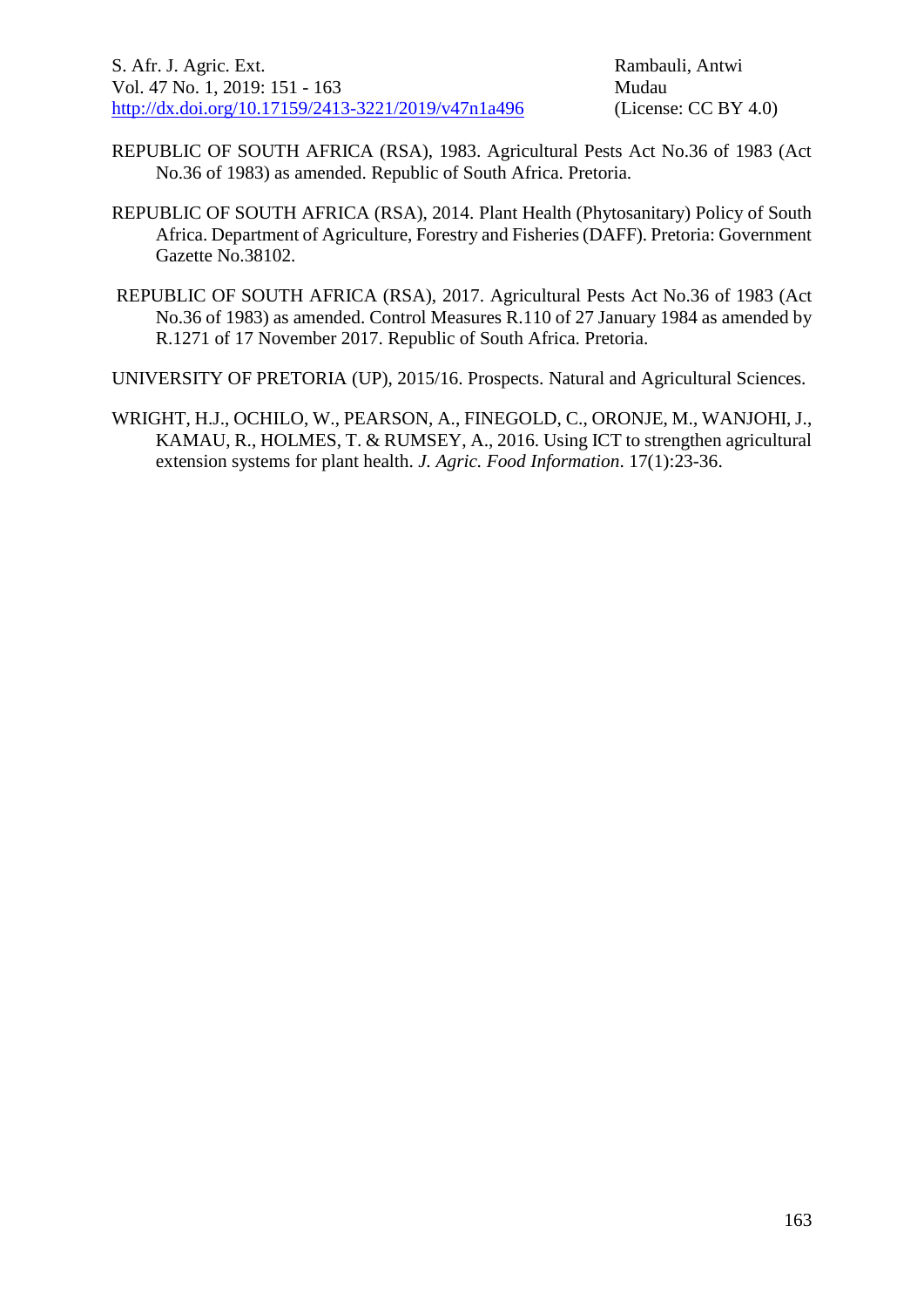REPUBLIC OF SOUTH AFRICA (RSA), 1983. Agricultural Pests Act No.36 of 1983 (Act No.36 of 1983) as amended. Republic of South Africa. Pretoria.

REPUBLIC OF SOUTH AFRICA (RSA), 2014. Plant Health (Phytosanitary) Policy of South Africa. Department of Agriculture, Forestry and Fisheries (DAFF). Pretoria: Government Gazette No.38102.

REPUBLIC OF SOUTH AFRICA (RSA), 2017. Agricultural Pests Act No.36 of 1983 (Act No.36 of 1983) as amended. Control Measures R.110 of 27 January 1984 as amended by R.1271 of 17 November 2017. Republic of South Africa. Pretoria.

UNIVERSITY OF PRETORIA (UP), 2015/16. Prospects. Natural and Agricultural Sciences.

WRIGHT, H.J., OCHILO, W., PEARSON, A., FINEGOLD, C., ORONJE, M., WANJOHI, J., KAMAU, R., HOLMES, T. & RUMSEY, A., 2016. Using ICT to strengthen agricultural extension systems for plant health. *J. Agric. Food Information*. 17(1):23-36.